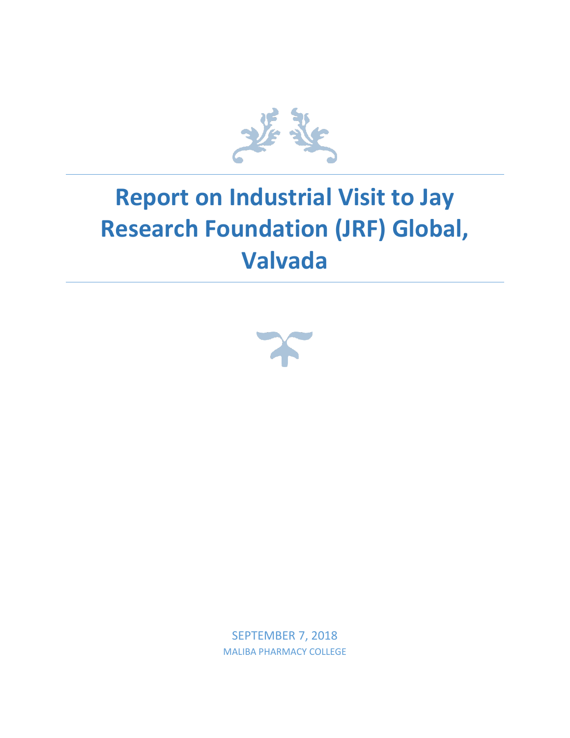# Report on Industrial Visit to Jay Research Foundation (JRF) Global, Valvada

SEPTEMBER 7, 2018

MALIBA PHARMACY COLLEGE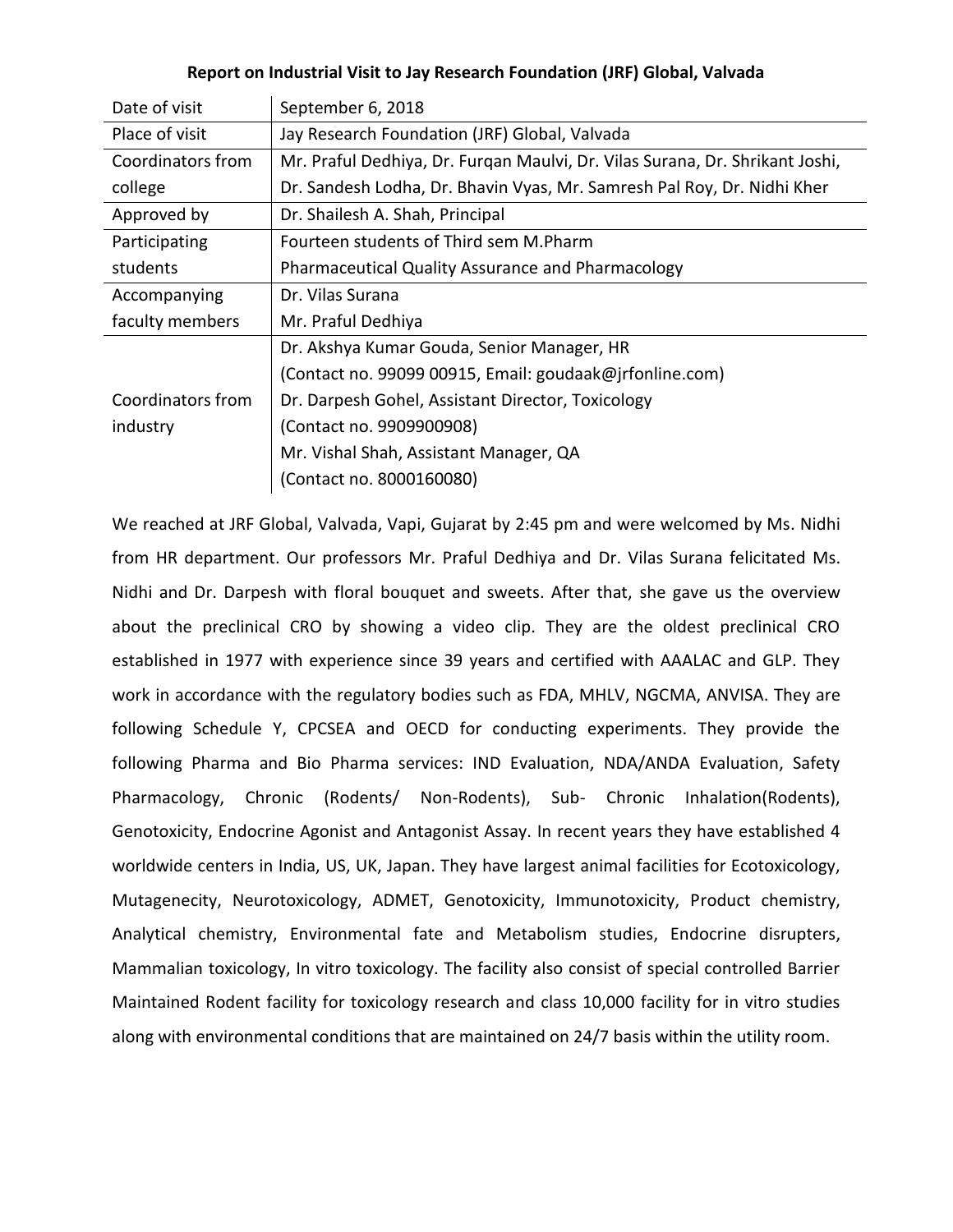**Report on Industrial Visit to Jay Research Foundation (JRF) Global, Valvada**

| | |
|---|---|
| Date of visit | September 6, 2018 |
| Place of visit | Jay Research Foundation (JRF) Global, Valvada |
| Coordinators from college | Mr. Praful Dedhiya, Dr. Furqan Maulvi, Dr. Vilas Surana, Dr. Shrikant Joshi, Dr. Sandesh Lodha, Dr. Bhavin Vyas, Mr. Samresh Pal Roy, Dr. Nidhi Kher |
| Approved by | Dr. Shailesh A. Shah, Principal |
| Participating students | Fourteen students of Third sem M.Pharm Pharmaceutical Quality Assurance and Pharmacology |
| Accompanying faculty members | Dr. Vilas Surana<br>Mr. Praful Dedhiya |
| Coordinators from industry | Dr. Akshya Kumar Gouda, Senior Manager, HR<br>(Contact no. 99099 00915, Email: goudaak@jrfonline.com)<br>Dr. Darpesh Gohel, Assistant Director, Toxicology<br>(Contact no. 9909900908)<br>Mr. Vishal Shah, Assistant Manager, QA<br>(Contact no. 8000160080) |

We reached at JRF Global, Valvada, Vapi, Gujarat by 2:45 pm and were welcomed by Ms. Nidhi from HR department. Our professors Mr. Praful Dedhiya and Dr. Vilas Surana felicitated Ms. Nidhi and Dr. Darpesh with floral bouquet and sweets. After that, she gave us the overview about the preclinical CRO by showing a video clip. They are the oldest preclinical CRO established in 1977 with experience since 39 years and certified with AAALAC and GLP. They work in accordance with the regulatory bodies such as FDA, MHLV, NGCMA, ANVISA. They are following Schedule Y, CPCSEA and OECD for conducting experiments. They provide the following Pharma and Bio Pharma services: IND Evaluation, NDA/ANDA Evaluation, Safety Pharmacology, Chronic (Rodents/ Non-Rodents), Sub- Chronic Inhalation(Rodents), Genotoxicity, Endocrine Agonist and Antagonist Assay. In recent years they have established 4 worldwide centers in India, US, UK, Japan. They have largest animal facilities for Ecotoxicology, Mutagenecity, Neurotoxicology, ADMET, Genotoxicity, Immunotoxicity, Product chemistry, Analytical chemistry, Environmental fate and Metabolism studies, Endocrine disrupters, Mammalian toxicology, In vitro toxicology. The facility also consist of special controlled Barrier Maintained Rodent facility for toxicology research and class 10,000 facility for in vitro studies along with environmental conditions that are maintained on 24/7 basis within the utility room.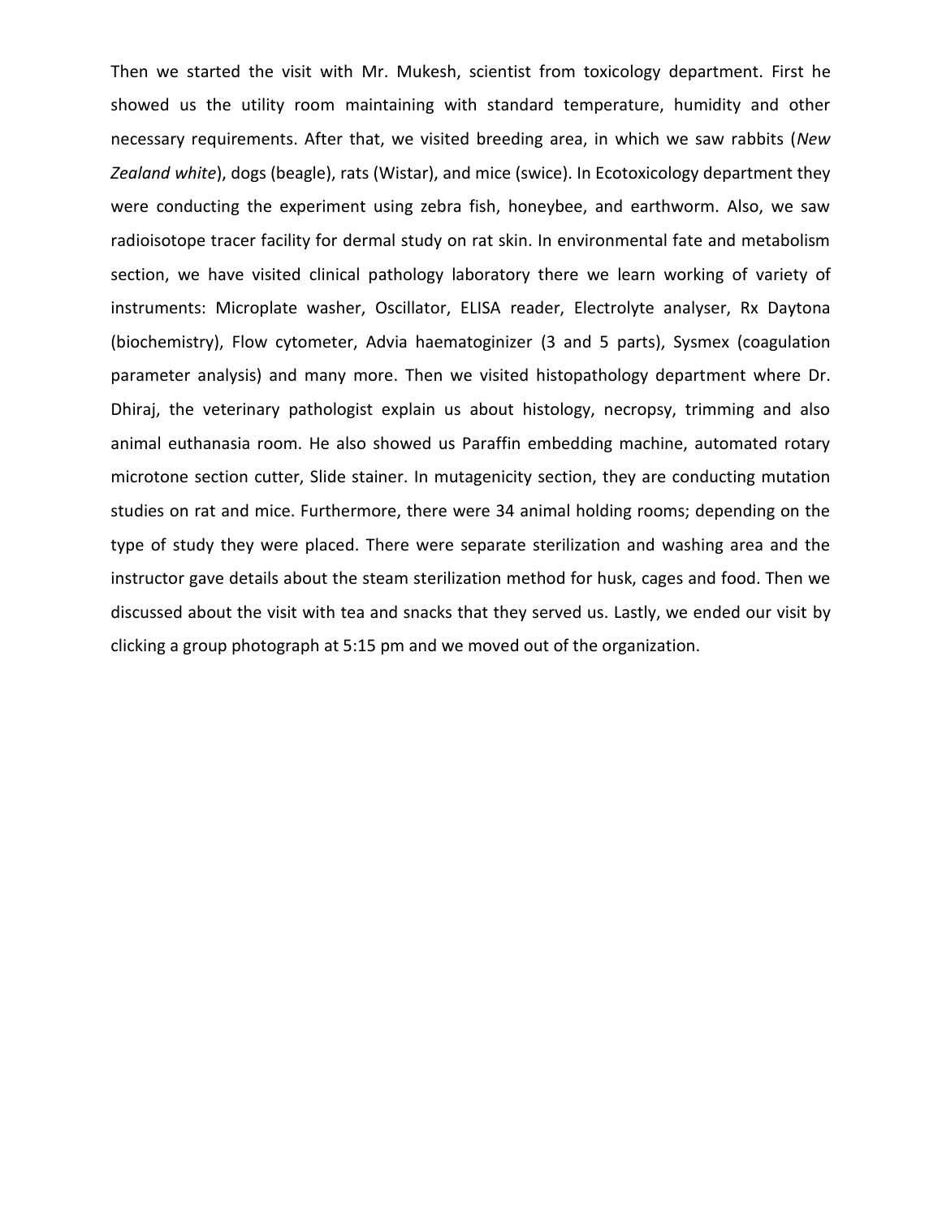Then we started the visit with Mr. Mukesh, scientist from toxicology department. First he showed us the utility room maintaining with standard temperature, humidity and other necessary requirements. After that, we visited breeding area, in which we saw rabbits (*New Zealand white*), dogs (beagle), rats (Wistar), and mice (swice). In Ecotoxicology department they were conducting the experiment using zebra fish, honeybee, and earthworm. Also, we saw radioisotope tracer facility for dermal study on rat skin. In environmental fate and metabolism section, we have visited clinical pathology laboratory there we learn working of variety of instruments: Microplate washer, Oscillator, ELISA reader, Electrolyte analyser, Rx Daytona (biochemistry), Flow cytometer, Advia haematoginizer (3 and 5 parts), Sysmex (coagulation parameter analysis) and many more. Then we visited histopathology department where Dr. Dhiraj, the veterinary pathologist explain us about histology, necropsy, trimming and also animal euthanasia room. He also showed us Paraffin embedding machine, automated rotary microtone section cutter, Slide stainer. In mutagenicity section, they are conducting mutation studies on rat and mice. Furthermore, there were 34 animal holding rooms; depending on the type of study they were placed. There were separate sterilization and washing area and the instructor gave details about the steam sterilization method for husk, cages and food. Then we discussed about the visit with tea and snacks that they served us. Lastly, we ended our visit by clicking a group photograph at 5:15 pm and we moved out of the organization.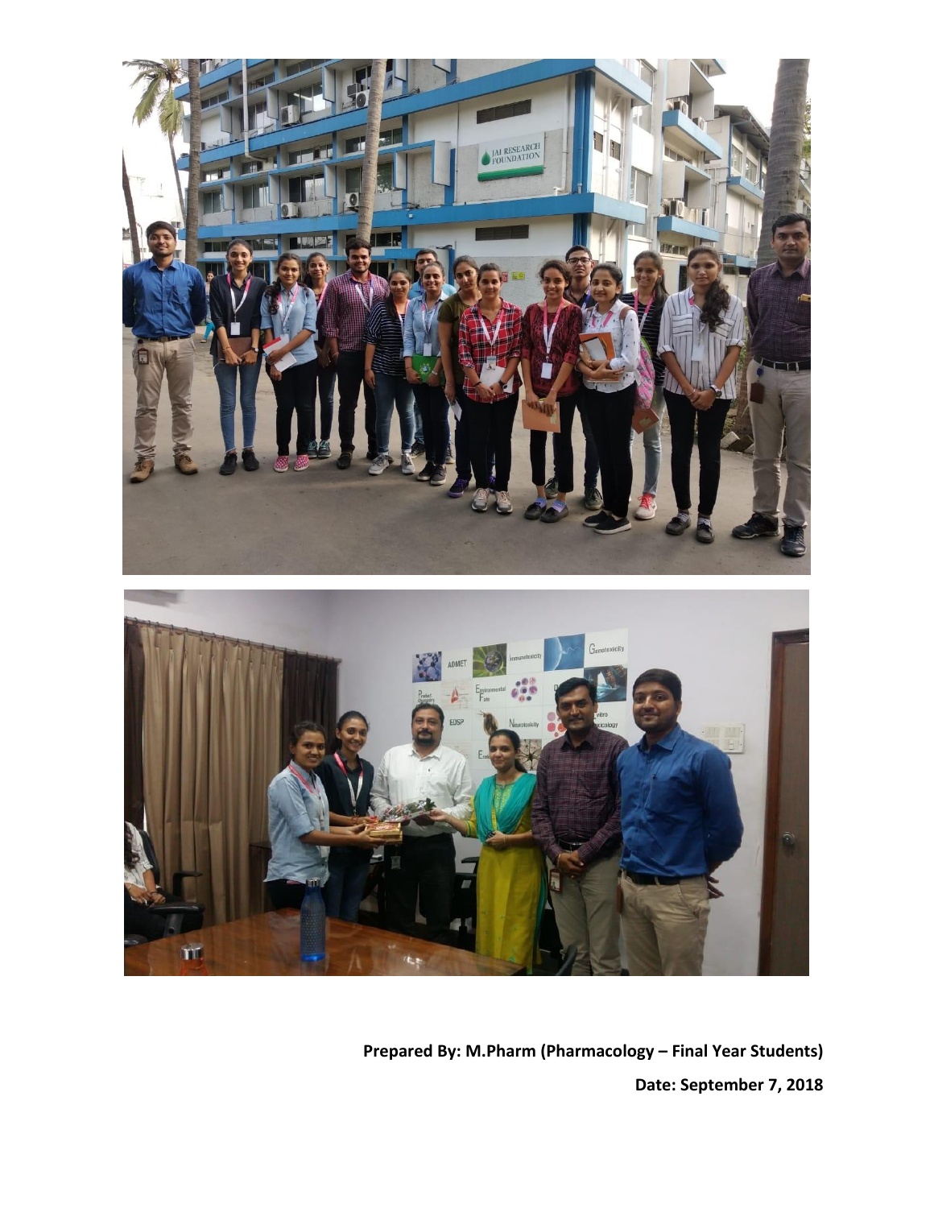**Prepared By: M.Pharm (Pharmacology – Final Year Students)**

**Date: September 7, 2018**